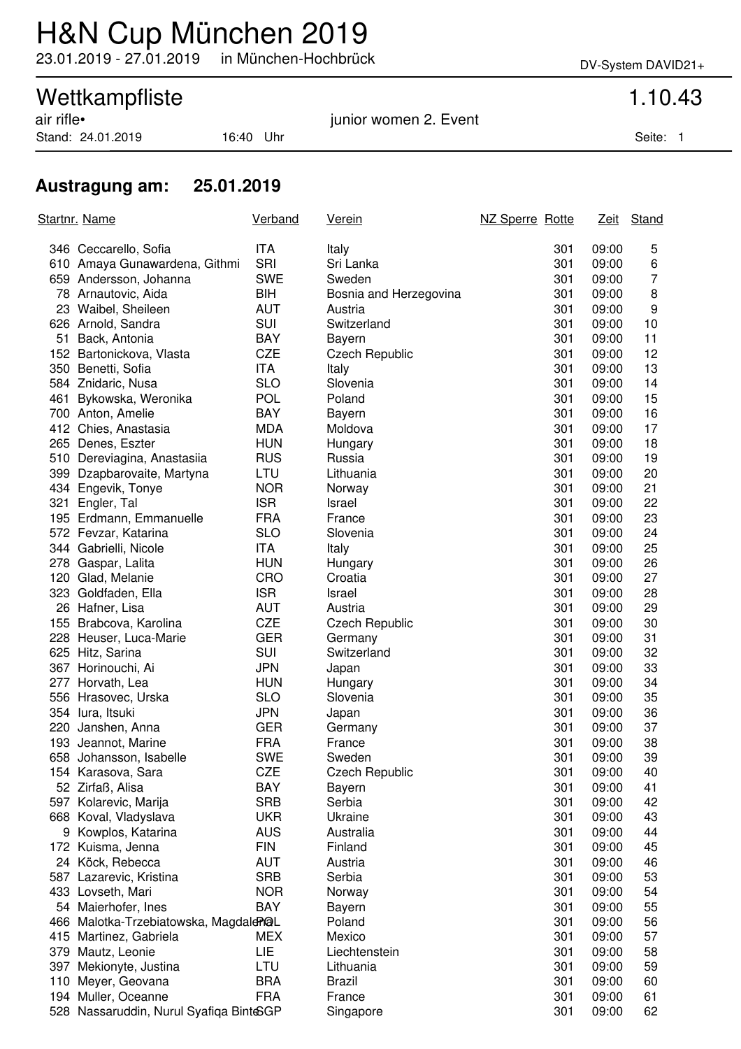# H&N Cup München 2019

23.01.2019 - 27.01.2019 in München-Hochbrück

DV-System DAVID21+

## Wettkampfliste 1.10.43

air rifle• junior women 2. Event

Stand: 24.01.2019 16:40 Uhr

### Austragung am: 25.01.2019

| Startnr. | Name | Verband | Verein | NZ Sperre | Rotte | Zeit | Stand |
|---|---|---|---|---|---|---|---|
| 346 | Ceccarello, Sofia | ITA | Italy | | 301 | 09:00 | 5 |
| 610 | Amaya Gunawardena, Githmi | SRI | Sri Lanka | | 301 | 09:00 | 6 |
| 659 | Andersson, Johanna | SWE | Sweden | | 301 | 09:00 | 7 |
| 78 | Arnautovic, Aida | BIH | Bosnia and Herzegovina | | 301 | 09:00 | 8 |
| 23 | Waibel, Sheileen | AUT | Austria | | 301 | 09:00 | 9 |
| 626 | Arnold, Sandra | SUI | Switzerland | | 301 | 09:00 | 10 |
| 51 | Back, Antonia | BAY | Bayern | | 301 | 09:00 | 11 |
| 152 | Bartonickova, Vlasta | CZE | Czech Republic | | 301 | 09:00 | 12 |
| 350 | Benetti, Sofia | ITA | Italy | | 301 | 09:00 | 13 |
| 584 | Znidaric, Nusa | SLO | Slovenia | | 301 | 09:00 | 14 |
| 461 | Bykowska, Weronika | POL | Poland | | 301 | 09:00 | 15 |
| 700 | Anton, Amelie | BAY | Bayern | | 301 | 09:00 | 16 |
| 412 | Chies, Anastasia | MDA | Moldova | | 301 | 09:00 | 17 |
| 265 | Denes, Eszter | HUN | Hungary | | 301 | 09:00 | 18 |
| 510 | Dereviagina, Anastasiia | RUS | Russia | | 301 | 09:00 | 19 |
| 399 | Dzapbarovaite, Martyna | LTU | Lithuania | | 301 | 09:00 | 20 |
| 434 | Engevik, Tonye | NOR | Norway | | 301 | 09:00 | 21 |
| 321 | Engler, Tal | ISR | Israel | | 301 | 09:00 | 22 |
| 195 | Erdmann, Emmanuelle | FRA | France | | 301 | 09:00 | 23 |
| 572 | Fevzar, Katarina | SLO | Slovenia | | 301 | 09:00 | 24 |
| 344 | Gabrielli, Nicole | ITA | Italy | | 301 | 09:00 | 25 |
| 278 | Gaspar, Lalita | HUN | Hungary | | 301 | 09:00 | 26 |
| 120 | Glad, Melanie | CRO | Croatia | | 301 | 09:00 | 27 |
| 323 | Goldfaden, Ella | ISR | Israel | | 301 | 09:00 | 28 |
| 26 | Hafner, Lisa | AUT | Austria | | 301 | 09:00 | 29 |
| 155 | Brabcova, Karolina | CZE | Czech Republic | | 301 | 09:00 | 30 |
| 228 | Heuser, Luca-Marie | GER | Germany | | 301 | 09:00 | 31 |
| 625 | Hitz, Sarina | SUI | Switzerland | | 301 | 09:00 | 32 |
| 367 | Horinouchi, Ai | JPN | Japan | | 301 | 09:00 | 33 |
| 277 | Horvath, Lea | HUN | Hungary | | 301 | 09:00 | 34 |
| 556 | Hrasovec, Urska | SLO | Slovenia | | 301 | 09:00 | 35 |
| 354 | Iura, Itsuki | JPN | Japan | | 301 | 09:00 | 36 |
| 220 | Janshen, Anna | GER | Germany | | 301 | 09:00 | 37 |
| 193 | Jeannot, Marine | FRA | France | | 301 | 09:00 | 38 |
| 658 | Johansson, Isabelle | SWE | Sweden | | 301 | 09:00 | 39 |
| 154 | Karasova, Sara | CZE | Czech Republic | | 301 | 09:00 | 40 |
| 52 | Zirfaß, Alisa | BAY | Bayern | | 301 | 09:00 | 41 |
| 597 | Kolarevic, Marija | SRB | Serbia | | 301 | 09:00 | 42 |
| 668 | Koval, Vladyslava | UKR | Ukraine | | 301 | 09:00 | 43 |
| 9 | Kowplos, Katarina | AUS | Australia | | 301 | 09:00 | 44 |
| 172 | Kuisma, Jenna | FIN | Finland | | 301 | 09:00 | 45 |
| 24 | Köck, Rebecca | AUT | Austria | | 301 | 09:00 | 46 |
| 587 | Lazarevic, Kristina | SRB | Serbia | | 301 | 09:00 | 53 |
| 433 | Lovseth, Mari | NOR | Norway | | 301 | 09:00 | 54 |
| 54 | Maierhofer, Ines | BAY | Bayern | | 301 | 09:00 | 55 |
| 466 | Malotka-Trzebiatowska, Magdalena | POL | Poland | | 301 | 09:00 | 56 |
| 415 | Martinez, Gabriela | MEX | Mexico | | 301 | 09:00 | 57 |
| 379 | Mautz, Leonie | LIE | Liechtenstein | | 301 | 09:00 | 58 |
| 397 | Mekionyte, Justina | LTU | Lithuania | | 301 | 09:00 | 59 |
| 110 | Meyer, Geovana | BRA | Brazil | | 301 | 09:00 | 60 |
| 194 | Muller, Oceanne | FRA | France | | 301 | 09:00 | 61 |
| 528 | Nassaruddin, Nurul Syafiqa Binte | SGP | Singapore | | 301 | 09:00 | 62 |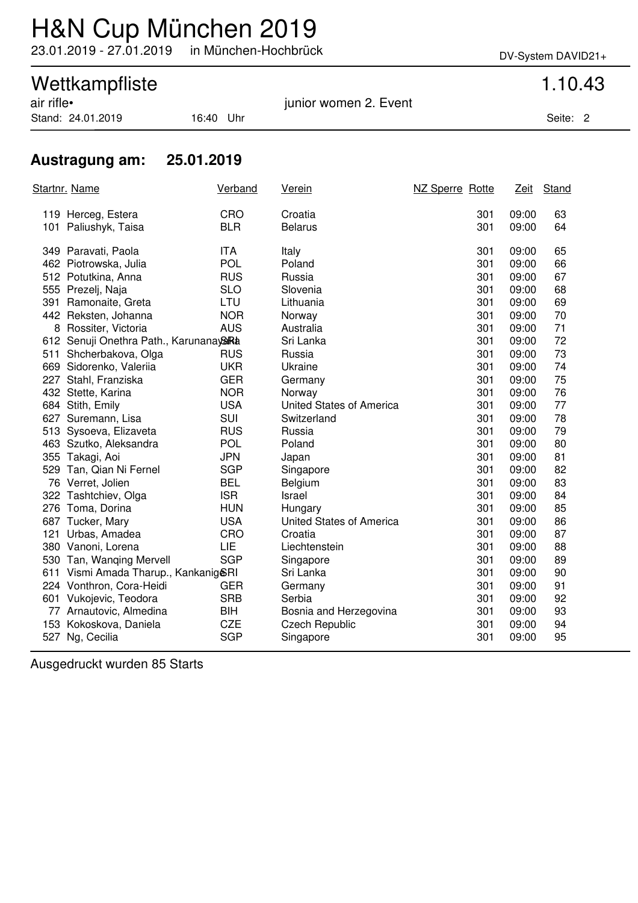# H&N Cup München 2019

23.01.2019 - 27.01.2019 in München-Hochbrück

DV-System DAVID21+

## Wettkampfliste

1.10.43

air rifle•

junior women 2. Event

Stand: 24.01.2019 16:40 Uhr

### Austragung am: 25.01.2019

| Startnr. | Name | Verband | Verein | NZ Sperre | Rotte | Zeit | Stand |
|---|---|---|---|---|---|---|---|
| 119 | Herceg, Estera | CRO | Croatia | | 301 | 09:00 | 63 |
| 101 | Paliushyk, Taisa | BLR | Belarus | | 301 | 09:00 | 64 |
| 349 | Paravati, Paola | ITA | Italy | | 301 | 09:00 | 65 |
| 462 | Piotrowska, Julia | POL | Poland | | 301 | 09:00 | 66 |
| 512 | Potutkina, Anna | RUS | Russia | | 301 | 09:00 | 67 |
| 555 | Prezelj, Naja | SLO | Slovenia | | 301 | 09:00 | 68 |
| 391 | Ramonaite, Greta | LTU | Lithuania | | 301 | 09:00 | 69 |
| 442 | Reksten, Johanna | NOR | Norway | | 301 | 09:00 | 70 |
| 8 | Rossiter, Victoria | AUS | Australia | | 301 | 09:00 | 71 |
| 612 | Senuji Onethra Path., Karunanayaka | SRI | Sri Lanka | | 301 | 09:00 | 72 |
| 511 | Shcherbakova, Olga | RUS | Russia | | 301 | 09:00 | 73 |
| 669 | Sidorenko, Valeriia | UKR | Ukraine | | 301 | 09:00 | 74 |
| 227 | Stahl, Franziska | GER | Germany | | 301 | 09:00 | 75 |
| 432 | Stette, Karina | NOR | Norway | | 301 | 09:00 | 76 |
| 684 | Stith, Emily | USA | United States of America | | 301 | 09:00 | 77 |
| 627 | Suremann, Lisa | SUI | Switzerland | | 301 | 09:00 | 78 |
| 513 | Sysoeva, Elizaveta | RUS | Russia | | 301 | 09:00 | 79 |
| 463 | Szutko, Aleksandra | POL | Poland | | 301 | 09:00 | 80 |
| 355 | Takagi, Aoi | JPN | Japan | | 301 | 09:00 | 81 |
| 529 | Tan, Qian Ni Fernel | SGP | Singapore | | 301 | 09:00 | 82 |
| 76 | Verret, Jolien | BEL | Belgium | | 301 | 09:00 | 83 |
| 322 | Tashtchiev, Olga | ISR | Israel | | 301 | 09:00 | 84 |
| 276 | Toma, Dorina | HUN | Hungary | | 301 | 09:00 | 85 |
| 687 | Tucker, Mary | USA | United States of America | | 301 | 09:00 | 86 |
| 121 | Urbas, Amadea | CRO | Croatia | | 301 | 09:00 | 87 |
| 380 | Vanoni, Lorena | LIE | Liechtenstein | | 301 | 09:00 | 88 |
| 530 | Tan, Wanqing Mervell | SGP | Singapore | | 301 | 09:00 | 89 |
| 611 | Vismi Amada Tharup., Kankanige | SRI | Sri Lanka | | 301 | 09:00 | 90 |
| 224 | Vonthron, Cora-Heidi | GER | Germany | | 301 | 09:00 | 91 |
| 601 | Vukojevic, Teodora | SRB | Serbia | | 301 | 09:00 | 92 |
| 77 | Arnautovic, Almedina | BIH | Bosnia and Herzegovina | | 301 | 09:00 | 93 |
| 153 | Kokoskova, Daniela | CZE | Czech Republic | | 301 | 09:00 | 94 |
| 527 | Ng, Cecilia | SGP | Singapore | | 301 | 09:00 | 95 |

Ausgedruckt wurden 85 Starts